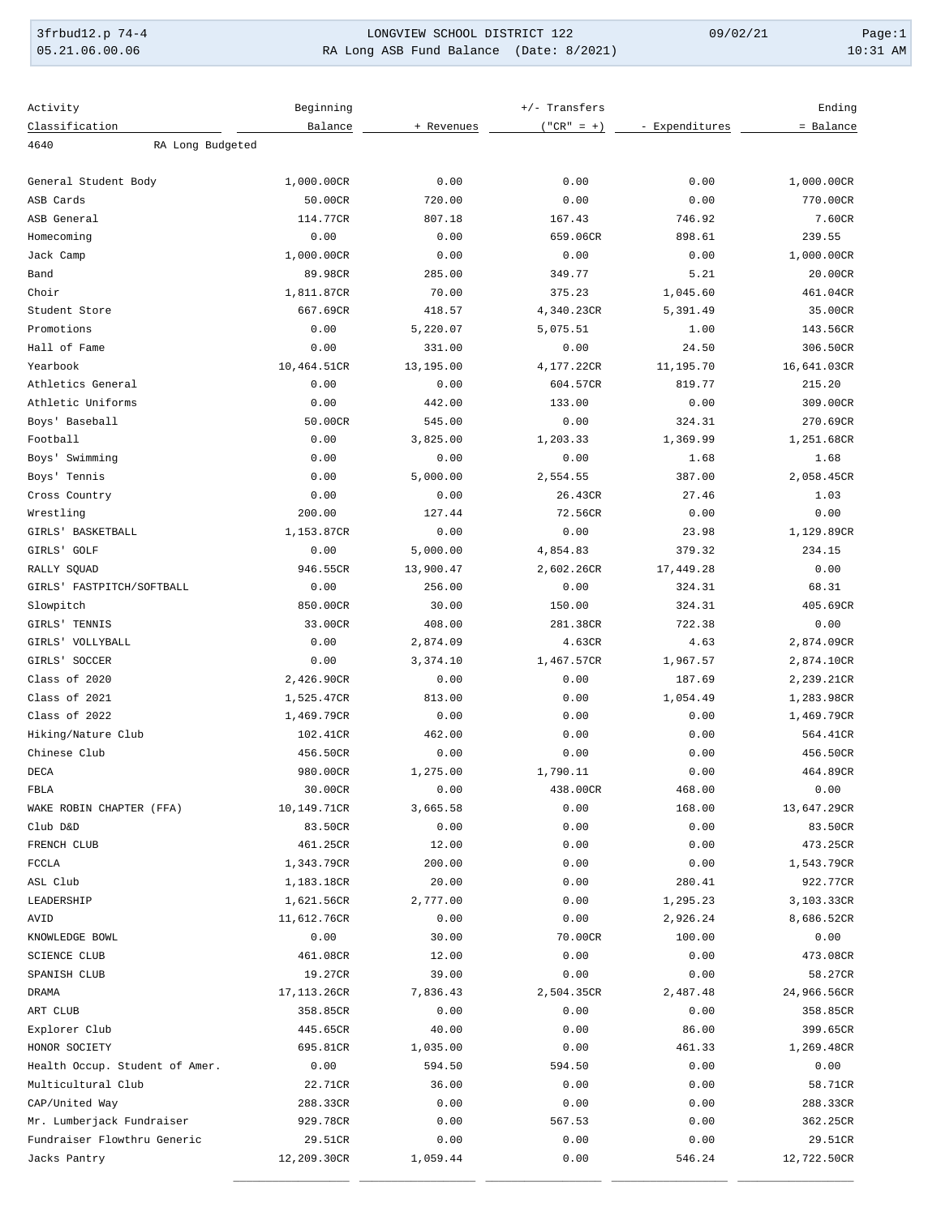3frbud12.p 74-4 LONGVIEW SCHOOL DISTRICT 122 09/02/21
05.21.06.00.06 RA Long ASB Fund Balance (Date: 8/2021) 10:31 AM

| Activity Classification | Beginning Balance | + Revenues | +/- Transfers ("CR" = +) | - Expenditures | Ending = Balance |
|---|---|---|---|---|---|
| 4640 RA Long Budgeted | | | | | |
| General Student Body | 1,000.00CR | 0.00 | 0.00 | 0.00 | 1,000.00CR |
| ASB Cards | 50.00CR | 720.00 | 0.00 | 0.00 | 770.00CR |
| ASB General | 114.77CR | 807.18 | 167.43 | 746.92 | 7.60CR |
| Homecoming | 0.00 | 0.00 | 659.06CR | 898.61 | 239.55 |
| Jack Camp | 1,000.00CR | 0.00 | 0.00 | 0.00 | 1,000.00CR |
| Band | 89.98CR | 285.00 | 349.77 | 5.21 | 20.00CR |
| Choir | 1,811.87CR | 70.00 | 375.23 | 1,045.60 | 461.04CR |
| Student Store | 667.69CR | 418.57 | 4,340.23CR | 5,391.49 | 35.00CR |
| Promotions | 0.00 | 5,220.07 | 5,075.51 | 1.00 | 143.56CR |
| Hall of Fame | 0.00 | 331.00 | 0.00 | 24.50 | 306.50CR |
| Yearbook | 10,464.51CR | 13,195.00 | 4,177.22CR | 11,195.70 | 16,641.03CR |
| Athletics General | 0.00 | 0.00 | 604.57CR | 819.77 | 215.20 |
| Athletic Uniforms | 0.00 | 442.00 | 133.00 | 0.00 | 309.00CR |
| Boys' Baseball | 50.00CR | 545.00 | 0.00 | 324.31 | 270.69CR |
| Football | 0.00 | 3,825.00 | 1,203.33 | 1,369.99 | 1,251.68CR |
| Boys' Swimming | 0.00 | 0.00 | 0.00 | 1.68 | 1.68 |
| Boys' Tennis | 0.00 | 5,000.00 | 2,554.55 | 387.00 | 2,058.45CR |
| Cross Country | 0.00 | 0.00 | 26.43CR | 27.46 | 1.03 |
| Wrestling | 200.00 | 127.44 | 72.56CR | 0.00 | 0.00 |
| GIRLS' BASKETBALL | 1,153.87CR | 0.00 | 0.00 | 23.98 | 1,129.89CR |
| GIRLS' GOLF | 0.00 | 5,000.00 | 4,854.83 | 379.32 | 234.15 |
| RALLY SQUAD | 946.55CR | 13,900.47 | 2,602.26CR | 17,449.28 | 0.00 |
| GIRLS' FASTPITCH/SOFTBALL | 0.00 | 256.00 | 0.00 | 324.31 | 68.31 |
| Slowpitch | 850.00CR | 30.00 | 150.00 | 324.31 | 405.69CR |
| GIRLS' TENNIS | 33.00CR | 408.00 | 281.38CR | 722.38 | 0.00 |
| GIRLS' VOLLYBALL | 0.00 | 2,874.09 | 4.63CR | 4.63 | 2,874.09CR |
| GIRLS' SOCCER | 0.00 | 3,374.10 | 1,467.57CR | 1,967.57 | 2,874.10CR |
| Class of 2020 | 2,426.90CR | 0.00 | 0.00 | 187.69 | 2,239.21CR |
| Class of 2021 | 1,525.47CR | 813.00 | 0.00 | 1,054.49 | 1,283.98CR |
| Class of 2022 | 1,469.79CR | 0.00 | 0.00 | 0.00 | 1,469.79CR |
| Hiking/Nature Club | 102.41CR | 462.00 | 0.00 | 0.00 | 564.41CR |
| Chinese Club | 456.50CR | 0.00 | 0.00 | 0.00 | 456.50CR |
| DECA | 980.00CR | 1,275.00 | 1,790.11 | 0.00 | 464.89CR |
| FBLA | 30.00CR | 0.00 | 438.00CR | 468.00 | 0.00 |
| WAKE ROBIN CHAPTER (FFA) | 10,149.71CR | 3,665.58 | 0.00 | 168.00 | 13,647.29CR |
| Club D&D | 83.50CR | 0.00 | 0.00 | 0.00 | 83.50CR |
| FRENCH CLUB | 461.25CR | 12.00 | 0.00 | 0.00 | 473.25CR |
| FCCLA | 1,343.79CR | 200.00 | 0.00 | 0.00 | 1,543.79CR |
| ASL Club | 1,183.18CR | 20.00 | 0.00 | 280.41 | 922.77CR |
| LEADERSHIP | 1,621.56CR | 2,777.00 | 0.00 | 1,295.23 | 3,103.33CR |
| AVID | 11,612.76CR | 0.00 | 0.00 | 2,926.24 | 8,686.52CR |
| KNOWLEDGE BOWL | 0.00 | 30.00 | 70.00CR | 100.00 | 0.00 |
| SCIENCE CLUB | 461.08CR | 12.00 | 0.00 | 0.00 | 473.08CR |
| SPANISH CLUB | 19.27CR | 39.00 | 0.00 | 0.00 | 58.27CR |
| DRAMA | 17,113.26CR | 7,836.43 | 2,504.35CR | 2,487.48 | 24,966.56CR |
| ART CLUB | 358.85CR | 0.00 | 0.00 | 0.00 | 358.85CR |
| Explorer Club | 445.65CR | 40.00 | 0.00 | 86.00 | 399.65CR |
| HONOR SOCIETY | 695.81CR | 1,035.00 | 0.00 | 461.33 | 1,269.48CR |
| Health Occup. Student of Amer. | 0.00 | 594.50 | 594.50 | 0.00 | 0.00 |
| Multicultural Club | 22.71CR | 36.00 | 0.00 | 0.00 | 58.71CR |
| CAP/United Way | 288.33CR | 0.00 | 0.00 | 0.00 | 288.33CR |
| Mr. Lumberjack Fundraiser | 929.78CR | 0.00 | 567.53 | 0.00 | 362.25CR |
| Fundraiser Flowthru Generic | 29.51CR | 0.00 | 0.00 | 0.00 | 29.51CR |
| Jacks Pantry | 12,209.30CR | 1,059.44 | 0.00 | 546.24 | 12,722.50CR |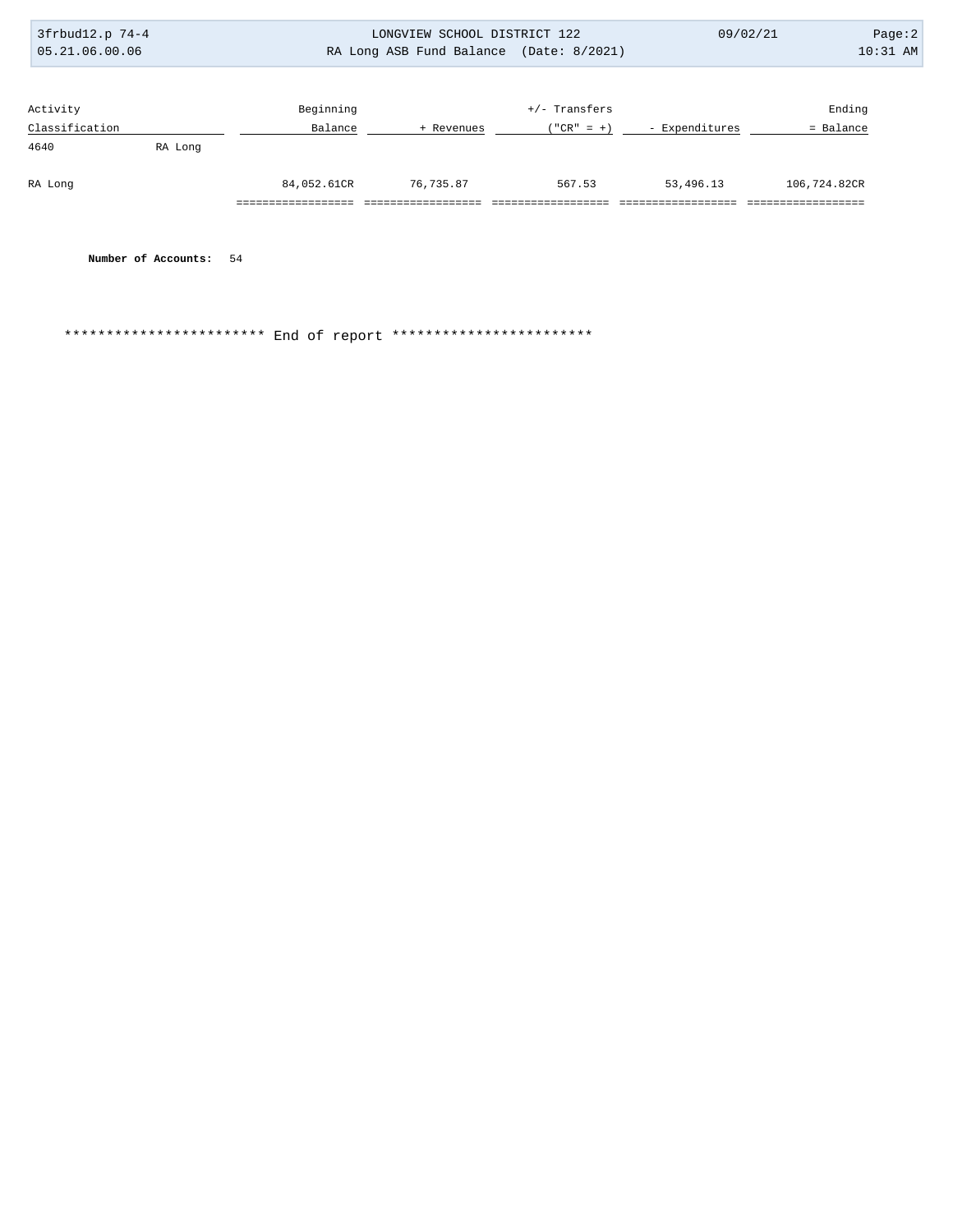| Activity Classification | | Beginning Balance | + Revenues | +/- Transfers ("CR" = +) | - Expenditures | Ending = Balance |
|---|---|---|---|---|---|---|
| 4640 | RA Long | | | | | |
| RA Long | | 84,052.61CR | 76,735.87 | 567.53 | 53,496.13 | 106,724.82CR |

**Number of Accounts:** 54

************************ End of report ************************